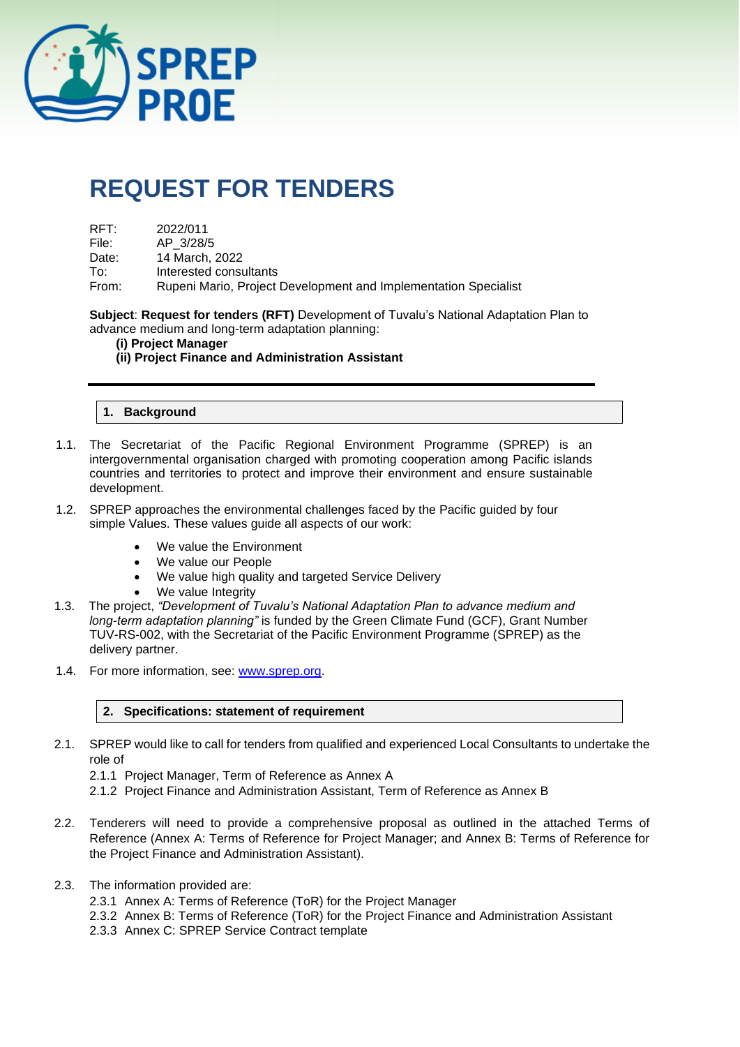# REQUEST FOR TENDERS

RFT: 2022/011
File: AP_3/28/5
Date: 14 March, 2022
To: Interested consultants
From: Rupeni Mario, Project Development and Implementation Specialist

**Subject**: **Request for tenders (RFT)** Development of Tuvalu's National Adaptation Plan to advance medium and long-term adaptation planning:

**(i) Project Manager**
**(ii) Project Finance and Administration Assistant**

---

## 1. Background

1.1. The Secretariat of the Pacific Regional Environment Programme (SPREP) is an intergovernmental organisation charged with promoting cooperation among Pacific islands countries and territories to protect and improve their environment and ensure sustainable development.

1.2. SPREP approaches the environmental challenges faced by the Pacific guided by four simple Values. These values guide all aspects of our work:

- We value the Environment
- We value our People
- We value high quality and targeted Service Delivery
- We value Integrity

1.3. The project, *"Development of Tuvalu's National Adaptation Plan to advance medium and long-term adaptation planning"* is funded by the Green Climate Fund (GCF), Grant Number TUV-RS-002, with the Secretariat of the Pacific Environment Programme (SPREP) as the delivery partner.

1.4. For more information, see: www.sprep.org.

## 2. Specifications: statement of requirement

2.1. SPREP would like to call for tenders from qualified and experienced Local Consultants to undertake the role of

2.1.1 Project Manager, Term of Reference as Annex A
2.1.2 Project Finance and Administration Assistant, Term of Reference as Annex B

2.2. Tenderers will need to provide a comprehensive proposal as outlined in the attached Terms of Reference (Annex A: Terms of Reference for Project Manager; and Annex B: Terms of Reference for the Project Finance and Administration Assistant).

2.3. The information provided are:

2.3.1 Annex A: Terms of Reference (ToR) for the Project Manager
2.3.2 Annex B: Terms of Reference (ToR) for the Project Finance and Administration Assistant
2.3.3 Annex C: SPREP Service Contract template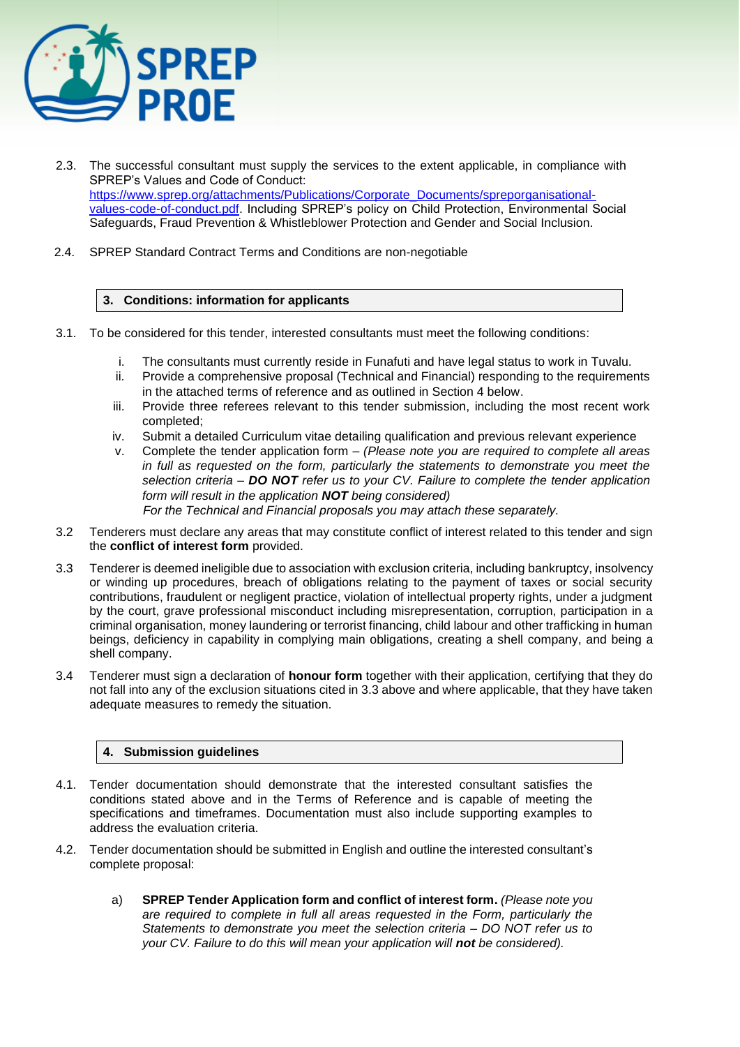2.3. The successful consultant must supply the services to the extent applicable, in compliance with SPREP's Values and Code of Conduct: [https://www.sprep.org/attachments/Publications/Corporate_Documents/spreporganisational-values-code-of-conduct.pdf](https://www.sprep.org/attachments/Publications/Corporate_Documents/spreporganisational-values-code-of-conduct.pdf). Including SPREP's policy on Child Protection, Environmental Social Safeguards, Fraud Prevention & Whistleblower Protection and Gender and Social Inclusion.

2.4. SPREP Standard Contract Terms and Conditions are non-negotiable

## 3. Conditions: information for applicants

3.1. To be considered for this tender, interested consultants must meet the following conditions:

i. The consultants must currently reside in Funafuti and have legal status to work in Tuvalu.
ii. Provide a comprehensive proposal (Technical and Financial) responding to the requirements in the attached terms of reference and as outlined in Section 4 below.
iii. Provide three referees relevant to this tender submission, including the most recent work completed;
iv. Submit a detailed Curriculum vitae detailing qualification and previous relevant experience
v. Complete the tender application form – *(Please note you are required to complete all areas in full as requested on the form, particularly the statements to demonstrate you meet the selection criteria –* ***DO NOT*** *refer us to your CV. Failure to complete the tender application form will result in the application* ***NOT*** *being considered)*
*For the Technical and Financial proposals you may attach these separately.*

3.2 Tenderers must declare any areas that may constitute conflict of interest related to this tender and sign the **conflict of interest form** provided.

3.3 Tenderer is deemed ineligible due to association with exclusion criteria, including bankruptcy, insolvency or winding up procedures, breach of obligations relating to the payment of taxes or social security contributions, fraudulent or negligent practice, violation of intellectual property rights, under a judgment by the court, grave professional misconduct including misrepresentation, corruption, participation in a criminal organisation, money laundering or terrorist financing, child labour and other trafficking in human beings, deficiency in capability in complying main obligations, creating a shell company, and being a shell company.

3.4 Tenderer must sign a declaration of **honour form** together with their application, certifying that they do not fall into any of the exclusion situations cited in 3.3 above and where applicable, that they have taken adequate measures to remedy the situation.

## 4. Submission guidelines

4.1. Tender documentation should demonstrate that the interested consultant satisfies the conditions stated above and in the Terms of Reference and is capable of meeting the specifications and timeframes. Documentation must also include supporting examples to address the evaluation criteria.

4.2. Tender documentation should be submitted in English and outline the interested consultant's complete proposal:

a) **SPREP Tender Application form and conflict of interest form.** *(Please note you are required to complete in full all areas requested in the Form, particularly the Statements to demonstrate you meet the selection criteria – DO NOT refer us to your CV. Failure to do this will mean your application will* ***not*** *be considered).*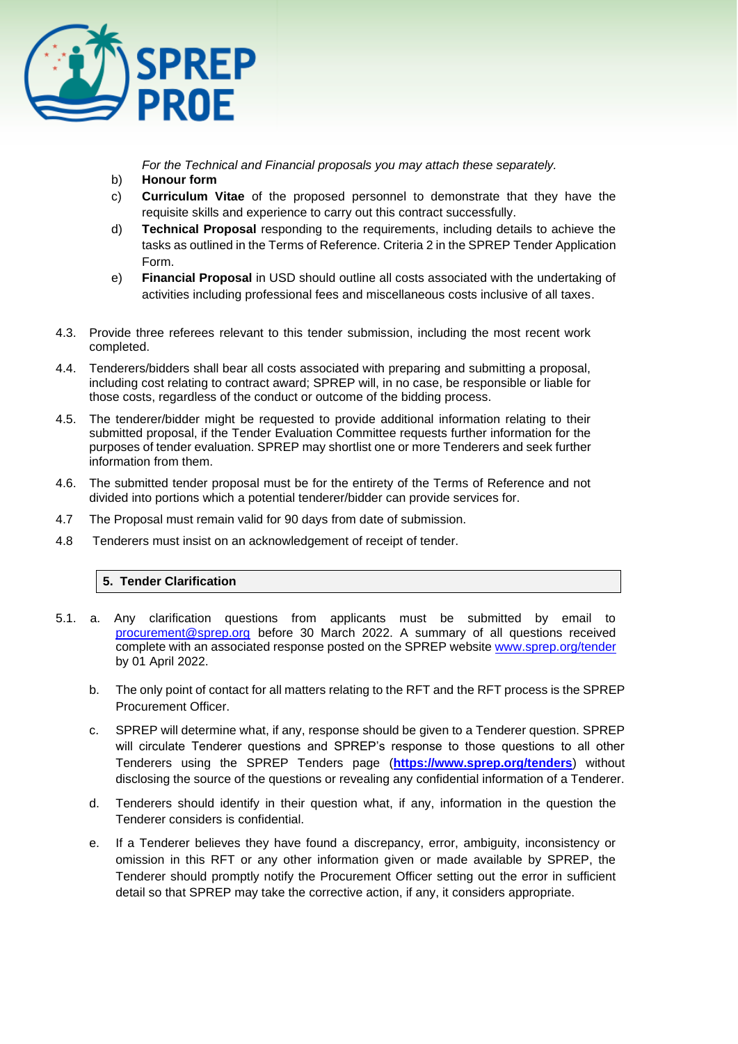*For the Technical and Financial proposals you may attach these separately.*

b) **Honour form**

c) **Curriculum Vitae** of the proposed personnel to demonstrate that they have the requisite skills and experience to carry out this contract successfully.

d) **Technical Proposal** responding to the requirements, including details to achieve the tasks as outlined in the Terms of Reference. Criteria 2 in the SPREP Tender Application Form.

e) **Financial Proposal** in USD should outline all costs associated with the undertaking of activities including professional fees and miscellaneous costs inclusive of all taxes.

4.3. Provide three referees relevant to this tender submission, including the most recent work completed.

4.4. Tenderers/bidders shall bear all costs associated with preparing and submitting a proposal, including cost relating to contract award; SPREP will, in no case, be responsible or liable for those costs, regardless of the conduct or outcome of the bidding process.

4.5. The tenderer/bidder might be requested to provide additional information relating to their submitted proposal, if the Tender Evaluation Committee requests further information for the purposes of tender evaluation. SPREP may shortlist one or more Tenderers and seek further information from them.

4.6. The submitted tender proposal must be for the entirety of the Terms of Reference and not divided into portions which a potential tenderer/bidder can provide services for.

4.7 The Proposal must remain valid for 90 days from date of submission.

4.8 Tenderers must insist on an acknowledgement of receipt of tender.

## 5. Tender Clarification

5.1. a. Any clarification questions from applicants must be submitted by email to procurement@sprep.org before 30 March 2022. A summary of all questions received complete with an associated response posted on the SPREP website www.sprep.org/tender by 01 April 2022.

b. The only point of contact for all matters relating to the RFT and the RFT process is the SPREP Procurement Officer.

c. SPREP will determine what, if any, response should be given to a Tenderer question. SPREP will circulate Tenderer questions and SPREP's response to those questions to all other Tenderers using the SPREP Tenders page (**https://www.sprep.org/tenders**) without disclosing the source of the questions or revealing any confidential information of a Tenderer.

d. Tenderers should identify in their question what, if any, information in the question the Tenderer considers is confidential.

e. If a Tenderer believes they have found a discrepancy, error, ambiguity, inconsistency or omission in this RFT or any other information given or made available by SPREP, the Tenderer should promptly notify the Procurement Officer setting out the error in sufficient detail so that SPREP may take the corrective action, if any, it considers appropriate.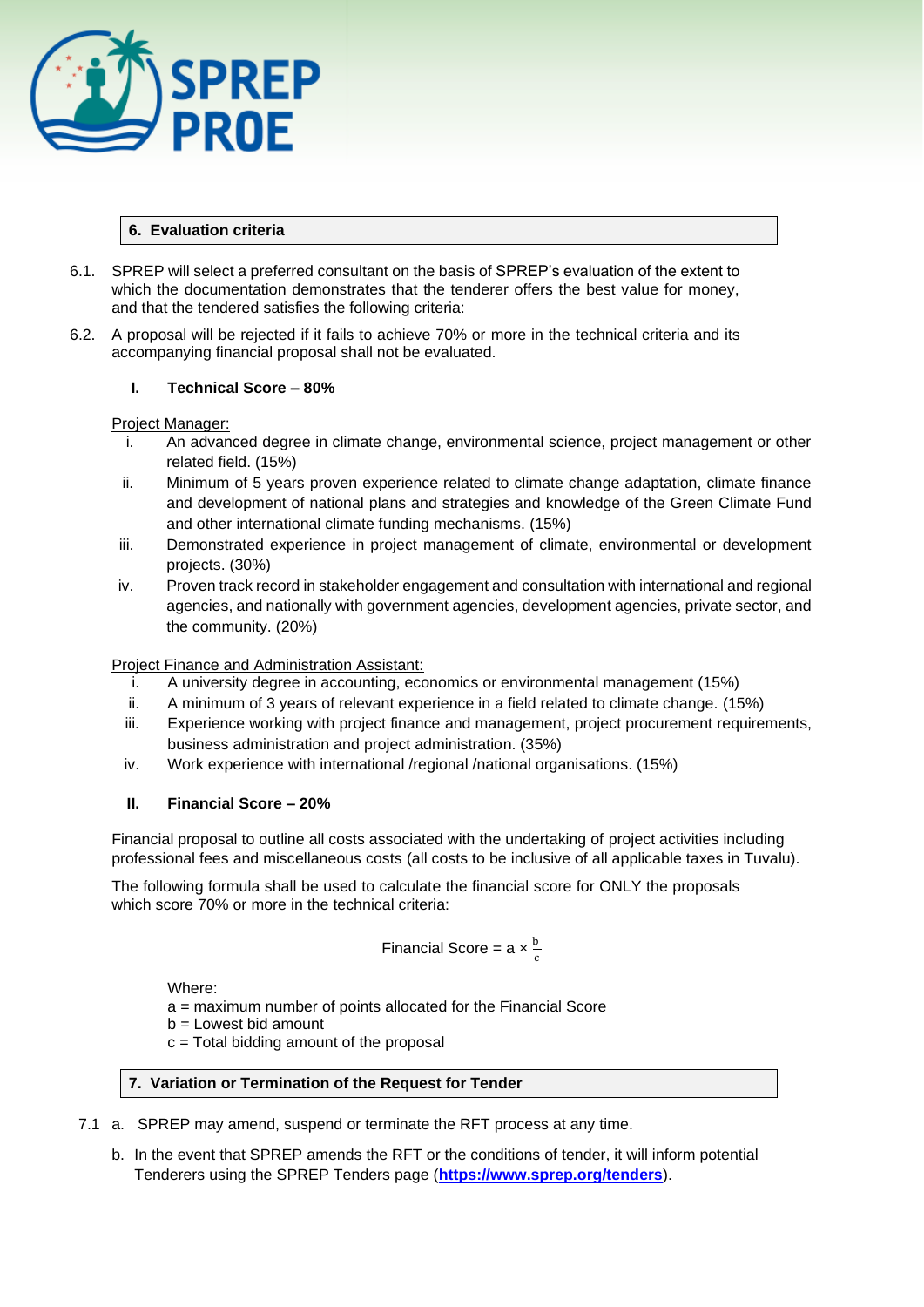## 6. Evaluation criteria

6.1. SPREP will select a preferred consultant on the basis of SPREP's evaluation of the extent to which the documentation demonstrates that the tenderer offers the best value for money, and that the tendered satisfies the following criteria:

6.2. A proposal will be rejected if it fails to achieve 70% or more in the technical criteria and its accompanying financial proposal shall not be evaluated.

### I. Technical Score – 80%

Project Manager:

i. An advanced degree in climate change, environmental science, project management or other related field. (15%)

ii. Minimum of 5 years proven experience related to climate change adaptation, climate finance and development of national plans and strategies and knowledge of the Green Climate Fund and other international climate funding mechanisms. (15%)

iii. Demonstrated experience in project management of climate, environmental or development projects. (30%)

iv. Proven track record in stakeholder engagement and consultation with international and regional agencies, and nationally with government agencies, development agencies, private sector, and the community. (20%)

Project Finance and Administration Assistant:

i. A university degree in accounting, economics or environmental management (15%)

ii. A minimum of 3 years of relevant experience in a field related to climate change. (15%)

iii. Experience working with project finance and management, project procurement requirements, business administration and project administration. (35%)

iv. Work experience with international /regional /national organisations. (15%)

### II. Financial Score – 20%

Financial proposal to outline all costs associated with the undertaking of project activities including professional fees and miscellaneous costs (all costs to be inclusive of all applicable taxes in Tuvalu).

The following formula shall be used to calculate the financial score for ONLY the proposals which score 70% or more in the technical criteria:

$$\text{Financial Score} = a \times \frac{b}{c}$$

Where:
a = maximum number of points allocated for the Financial Score
b = Lowest bid amount
c = Total bidding amount of the proposal

## 7. Variation or Termination of the Request for Tender

7.1 a. SPREP may amend, suspend or terminate the RFT process at any time.

b. In the event that SPREP amends the RFT or the conditions of tender, it will inform potential Tenderers using the SPREP Tenders page (**https://www.sprep.org/tenders**).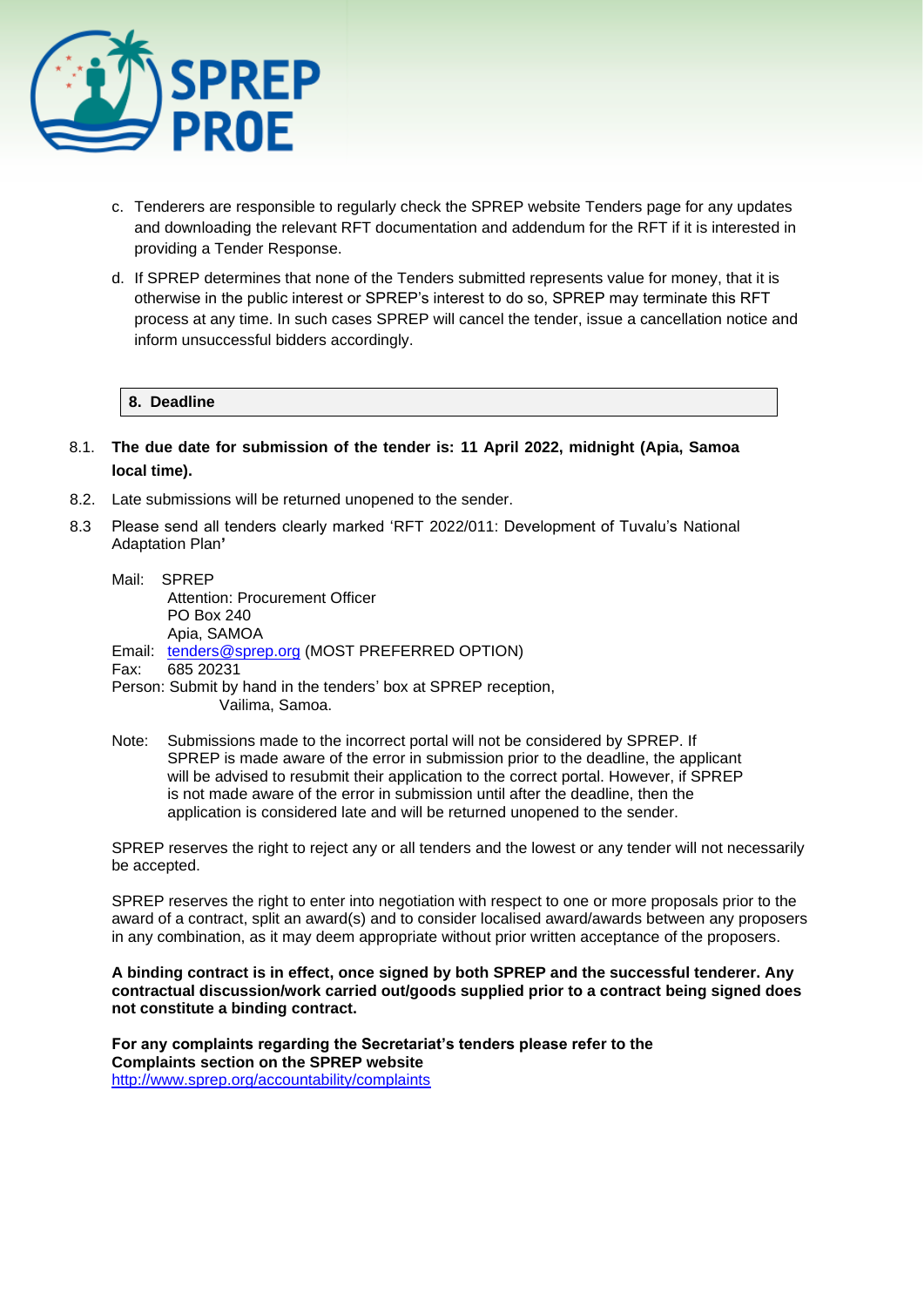c. Tenderers are responsible to regularly check the SPREP website Tenders page for any updates and downloading the relevant RFT documentation and addendum for the RFT if it is interested in providing a Tender Response.

d. If SPREP determines that none of the Tenders submitted represents value for money, that it is otherwise in the public interest or SPREP's interest to do so, SPREP may terminate this RFT process at any time. In such cases SPREP will cancel the tender, issue a cancellation notice and inform unsuccessful bidders accordingly.

## 8. Deadline

8.1. **The due date for submission of the tender is: 11 April 2022, midnight (Apia, Samoa local time).**

8.2. Late submissions will be returned unopened to the sender.

8.3 Please send all tenders clearly marked 'RFT 2022/011: Development of Tuvalu's National Adaptation Plan**'**

Mail: SPREP
Attention: Procurement Officer
PO Box 240
Apia, SAMOA

Email: tenders@sprep.org (MOST PREFERRED OPTION)

Fax: 685 20231

Person: Submit by hand in the tenders' box at SPREP reception, Vailima, Samoa.

Note: Submissions made to the incorrect portal will not be considered by SPREP. If SPREP is made aware of the error in submission prior to the deadline, the applicant will be advised to resubmit their application to the correct portal. However, if SPREP is not made aware of the error in submission until after the deadline, then the application is considered late and will be returned unopened to the sender.

SPREP reserves the right to reject any or all tenders and the lowest or any tender will not necessarily be accepted.

SPREP reserves the right to enter into negotiation with respect to one or more proposals prior to the award of a contract, split an award(s) and to consider localised award/awards between any proposers in any combination, as it may deem appropriate without prior written acceptance of the proposers.

**A binding contract is in effect, once signed by both SPREP and the successful tenderer. Any contractual discussion/work carried out/goods supplied prior to a contract being signed does not constitute a binding contract.**

**For any complaints regarding the Secretariat's tenders please refer to the Complaints section on the SPREP website**
http://www.sprep.org/accountability/complaints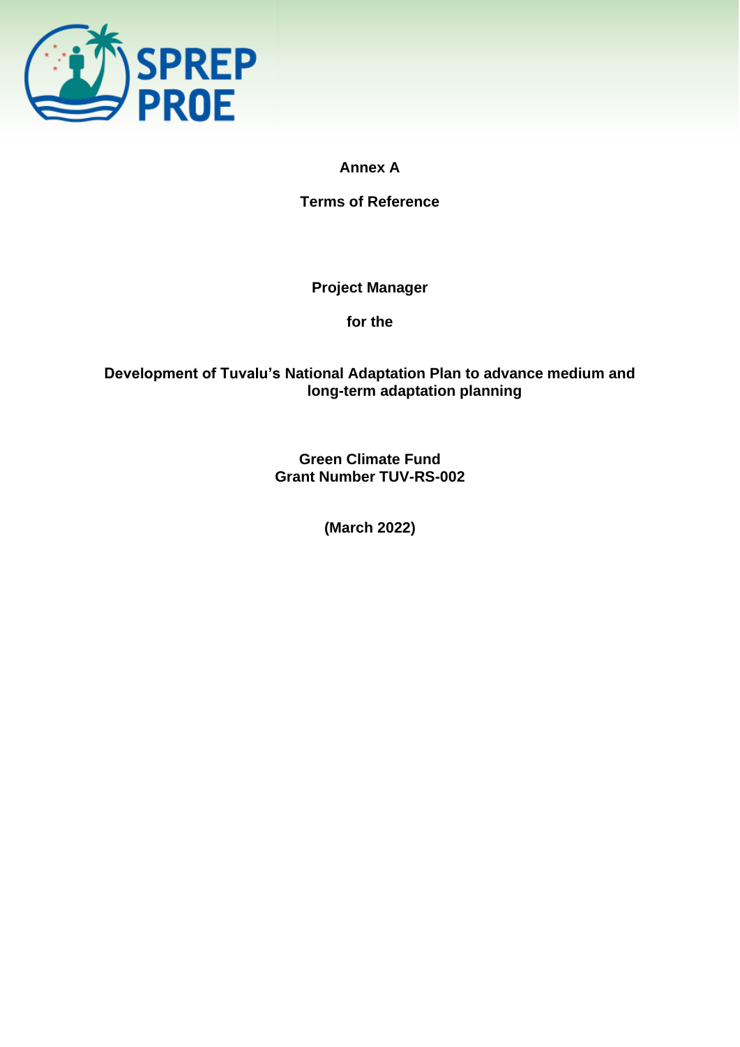**Annex A**

**Terms of Reference**

**Project Manager**

**for the**

**Development of Tuvalu's National Adaptation Plan to advance medium and long-term adaptation planning**

**Green Climate Fund**
**Grant Number TUV-RS-002**

**(March 2022)**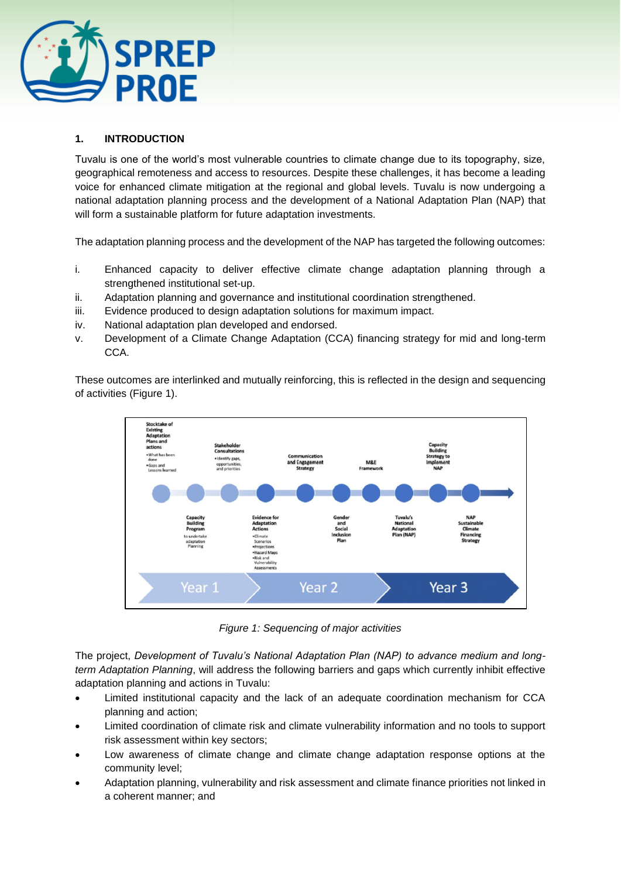## 1. INTRODUCTION

Tuvalu is one of the world's most vulnerable countries to climate change due to its topography, size, geographical remoteness and access to resources. Despite these challenges, it has become a leading voice for enhanced climate mitigation at the regional and global levels. Tuvalu is now undergoing a national adaptation planning process and the development of a National Adaptation Plan (NAP) that will form a sustainable platform for future adaptation investments.

The adaptation planning process and the development of the NAP has targeted the following outcomes:

i. Enhanced capacity to deliver effective climate change adaptation planning through a strengthened institutional set-up.
ii. Adaptation planning and governance and institutional coordination strengthened.
iii. Evidence produced to design adaptation solutions for maximum impact.
iv. National adaptation plan developed and endorsed.
v. Development of a Climate Change Adaptation (CCA) financing strategy for mid and long-term CCA.

These outcomes are interlinked and mutually reinforcing, this is reflected in the design and sequencing of activities (Figure 1).

*Figure 1: Sequencing of major activities*

The project, *Development of Tuvalu's National Adaptation Plan (NAP) to advance medium and long-term Adaptation Planning*, will address the following barriers and gaps which currently inhibit effective adaptation planning and actions in Tuvalu:

- Limited institutional capacity and the lack of an adequate coordination mechanism for CCA planning and action;
- Limited coordination of climate risk and climate vulnerability information and no tools to support risk assessment within key sectors;
- Low awareness of climate change and climate change adaptation response options at the community level;
- Adaptation planning, vulnerability and risk assessment and climate finance priorities not linked in a coherent manner; and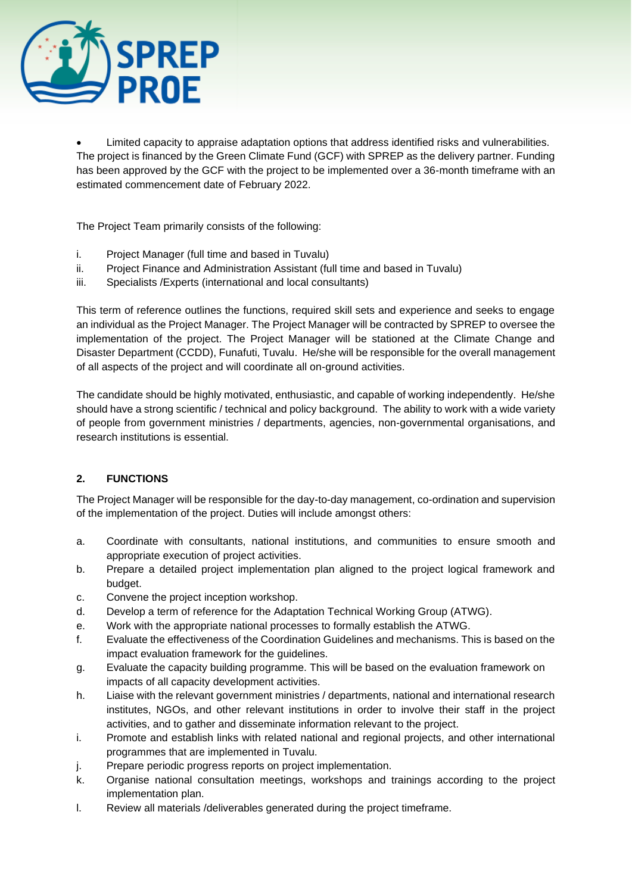- Limited capacity to appraise adaptation options that address identified risks and vulnerabilities.

The project is financed by the Green Climate Fund (GCF) with SPREP as the delivery partner. Funding has been approved by the GCF with the project to be implemented over a 36-month timeframe with an estimated commencement date of February 2022.

The Project Team primarily consists of the following:

i. Project Manager (full time and based in Tuvalu)
ii. Project Finance and Administration Assistant (full time and based in Tuvalu)
iii. Specialists /Experts (international and local consultants)

This term of reference outlines the functions, required skill sets and experience and seeks to engage an individual as the Project Manager. The Project Manager will be contracted by SPREP to oversee the implementation of the project. The Project Manager will be stationed at the Climate Change and Disaster Department (CCDD), Funafuti, Tuvalu. He/she will be responsible for the overall management of all aspects of the project and will coordinate all on-ground activities.

The candidate should be highly motivated, enthusiastic, and capable of working independently. He/she should have a strong scientific / technical and policy background. The ability to work with a wide variety of people from government ministries / departments, agencies, non-governmental organisations, and research institutions is essential.

## 2. FUNCTIONS

The Project Manager will be responsible for the day-to-day management, co-ordination and supervision of the implementation of the project. Duties will include amongst others:

a. Coordinate with consultants, national institutions, and communities to ensure smooth and appropriate execution of project activities.
b. Prepare a detailed project implementation plan aligned to the project logical framework and budget.
c. Convene the project inception workshop.
d. Develop a term of reference for the Adaptation Technical Working Group (ATWG).
e. Work with the appropriate national processes to formally establish the ATWG.
f. Evaluate the effectiveness of the Coordination Guidelines and mechanisms. This is based on the impact evaluation framework for the guidelines.
g. Evaluate the capacity building programme. This will be based on the evaluation framework on impacts of all capacity development activities.
h. Liaise with the relevant government ministries / departments, national and international research institutes, NGOs, and other relevant institutions in order to involve their staff in the project activities, and to gather and disseminate information relevant to the project.
i. Promote and establish links with related national and regional projects, and other international programmes that are implemented in Tuvalu.
j. Prepare periodic progress reports on project implementation.
k. Organise national consultation meetings, workshops and trainings according to the project implementation plan.
l. Review all materials /deliverables generated during the project timeframe.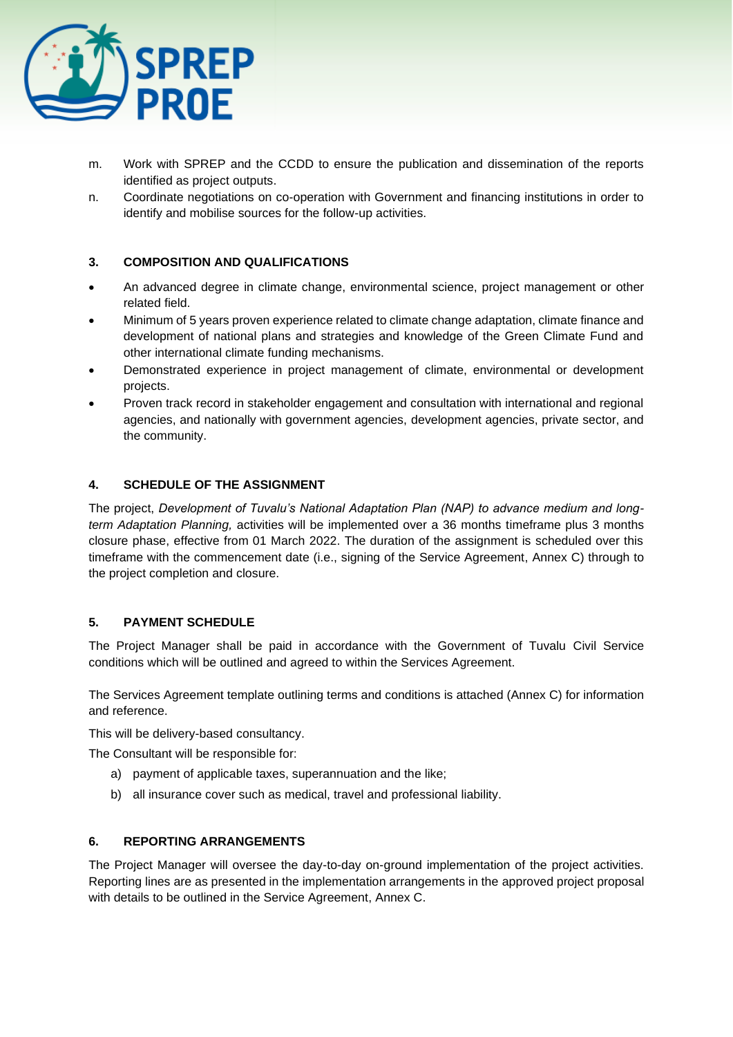m. Work with SPREP and the CCDD to ensure the publication and dissemination of the reports identified as project outputs.

n. Coordinate negotiations on co-operation with Government and financing institutions in order to identify and mobilise sources for the follow-up activities.

### 3. COMPOSITION AND QUALIFICATIONS

- An advanced degree in climate change, environmental science, project management or other related field.
- Minimum of 5 years proven experience related to climate change adaptation, climate finance and development of national plans and strategies and knowledge of the Green Climate Fund and other international climate funding mechanisms.
- Demonstrated experience in project management of climate, environmental or development projects.
- Proven track record in stakeholder engagement and consultation with international and regional agencies, and nationally with government agencies, development agencies, private sector, and the community.

### 4. SCHEDULE OF THE ASSIGNMENT

The project, *Development of Tuvalu's National Adaptation Plan (NAP) to advance medium and long-term Adaptation Planning,* activities will be implemented over a 36 months timeframe plus 3 months closure phase, effective from 01 March 2022. The duration of the assignment is scheduled over this timeframe with the commencement date (i.e., signing of the Service Agreement, Annex C) through to the project completion and closure.

### 5. PAYMENT SCHEDULE

The Project Manager shall be paid in accordance with the Government of Tuvalu Civil Service conditions which will be outlined and agreed to within the Services Agreement.

The Services Agreement template outlining terms and conditions is attached (Annex C) for information and reference.

This will be delivery-based consultancy.

The Consultant will be responsible for:

a) payment of applicable taxes, superannuation and the like;
b) all insurance cover such as medical, travel and professional liability.

### 6. REPORTING ARRANGEMENTS

The Project Manager will oversee the day-to-day on-ground implementation of the project activities. Reporting lines are as presented in the implementation arrangements in the approved project proposal with details to be outlined in the Service Agreement, Annex C.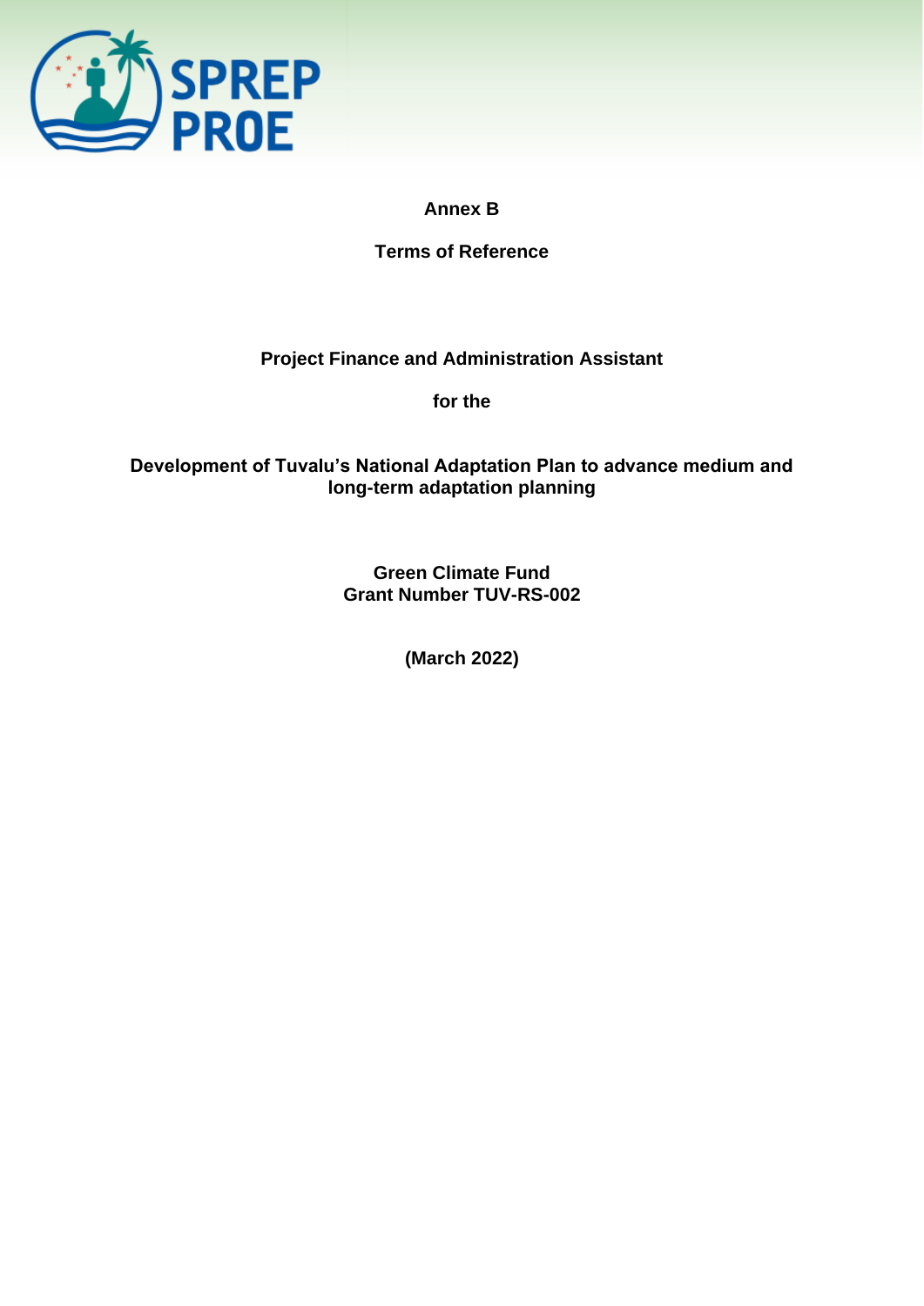**Annex B**

**Terms of Reference**

**Project Finance and Administration Assistant**

**for the**

**Development of Tuvalu's National Adaptation Plan to advance medium and long-term adaptation planning**

**Green Climate Fund**
**Grant Number TUV-RS-002**

**(March 2022)**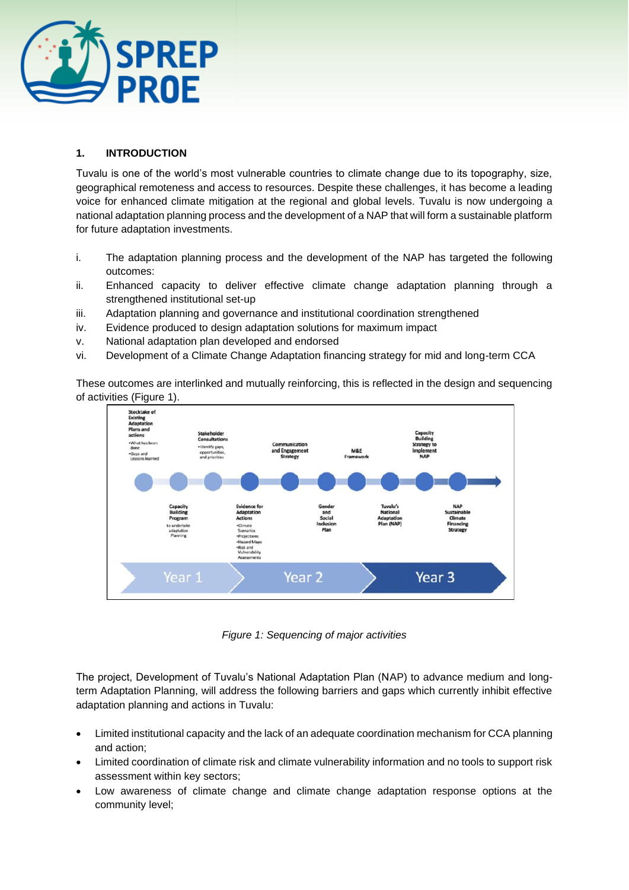## 1. INTRODUCTION

Tuvalu is one of the world's most vulnerable countries to climate change due to its topography, size, geographical remoteness and access to resources. Despite these challenges, it has become a leading voice for enhanced climate mitigation at the regional and global levels. Tuvalu is now undergoing a national adaptation planning process and the development of a NAP that will form a sustainable platform for future adaptation investments.

i. The adaptation planning process and the development of the NAP has targeted the following outcomes:
ii. Enhanced capacity to deliver effective climate change adaptation planning through a strengthened institutional set-up
iii. Adaptation planning and governance and institutional coordination strengthened
iv. Evidence produced to design adaptation solutions for maximum impact
v. National adaptation plan developed and endorsed
vi. Development of a Climate Change Adaptation financing strategy for mid and long-term CCA

These outcomes are interlinked and mutually reinforcing, this is reflected in the design and sequencing of activities (Figure 1).

Stocktake of Existing Adaptation Plans and actions
- What has been done
- Gaps and Lessons learned

Capacity Building Program
to undertake adaptation Planning

Stakeholder Consultations
- Identify gaps, opportunities, and priorities

Evidence for Adaptation Actions
- Climate Scenarios
- Projections
- Hazard Maps
- Risk and Vulnerability Assessments

Communication and Engagement Strategy

Gender and Social Inclusion Plan

M&E Framework

Tuvalu's National Adaptation Plan (NAP)

Capacity Building Strategy to Implement NAP

NAP Sustainable Climate Financing Strategy

Year 1 | Year 2 | Year 3

*Figure 1: Sequencing of major activities*

The project, Development of Tuvalu's National Adaptation Plan (NAP) to advance medium and long-term Adaptation Planning, will address the following barriers and gaps which currently inhibit effective adaptation planning and actions in Tuvalu:

- Limited institutional capacity and the lack of an adequate coordination mechanism for CCA planning and action;
- Limited coordination of climate risk and climate vulnerability information and no tools to support risk assessment within key sectors;
- Low awareness of climate change and climate change adaptation response options at the community level;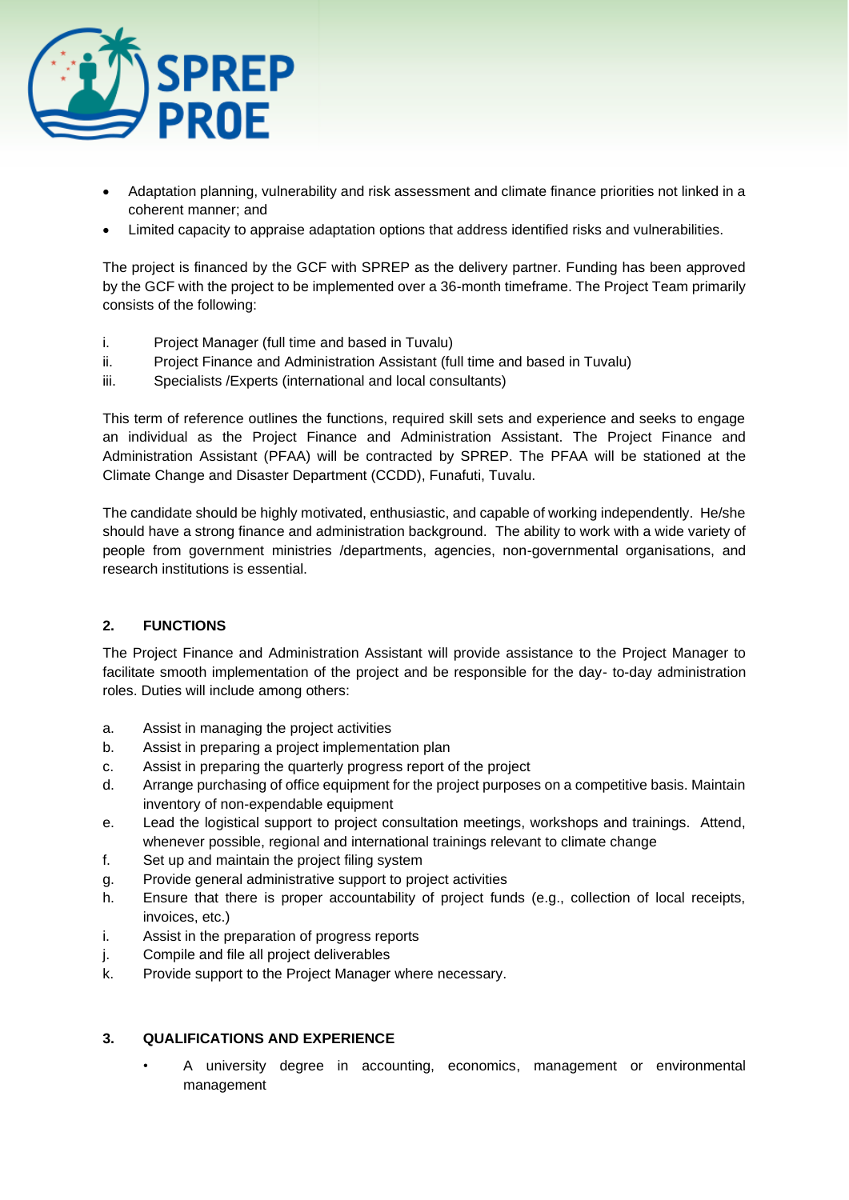- Adaptation planning, vulnerability and risk assessment and climate finance priorities not linked in a coherent manner; and
- Limited capacity to appraise adaptation options that address identified risks and vulnerabilities.

The project is financed by the GCF with SPREP as the delivery partner. Funding has been approved by the GCF with the project to be implemented over a 36-month timeframe. The Project Team primarily consists of the following:

i. Project Manager (full time and based in Tuvalu)
ii. Project Finance and Administration Assistant (full time and based in Tuvalu)
iii. Specialists /Experts (international and local consultants)

This term of reference outlines the functions, required skill sets and experience and seeks to engage an individual as the Project Finance and Administration Assistant. The Project Finance and Administration Assistant (PFAA) will be contracted by SPREP. The PFAA will be stationed at the Climate Change and Disaster Department (CCDD), Funafuti, Tuvalu.

The candidate should be highly motivated, enthusiastic, and capable of working independently. He/she should have a strong finance and administration background. The ability to work with a wide variety of people from government ministries /departments, agencies, non-governmental organisations, and research institutions is essential.

## 2. FUNCTIONS

The Project Finance and Administration Assistant will provide assistance to the Project Manager to facilitate smooth implementation of the project and be responsible for the day- to-day administration roles. Duties will include among others:

a. Assist in managing the project activities
b. Assist in preparing a project implementation plan
c. Assist in preparing the quarterly progress report of the project
d. Arrange purchasing of office equipment for the project purposes on a competitive basis. Maintain inventory of non-expendable equipment
e. Lead the logistical support to project consultation meetings, workshops and trainings. Attend, whenever possible, regional and international trainings relevant to climate change
f. Set up and maintain the project filing system
g. Provide general administrative support to project activities
h. Ensure that there is proper accountability of project funds (e.g., collection of local receipts, invoices, etc.)
i. Assist in the preparation of progress reports
j. Compile and file all project deliverables
k. Provide support to the Project Manager where necessary.

## 3. QUALIFICATIONS AND EXPERIENCE

- A university degree in accounting, economics, management or environmental management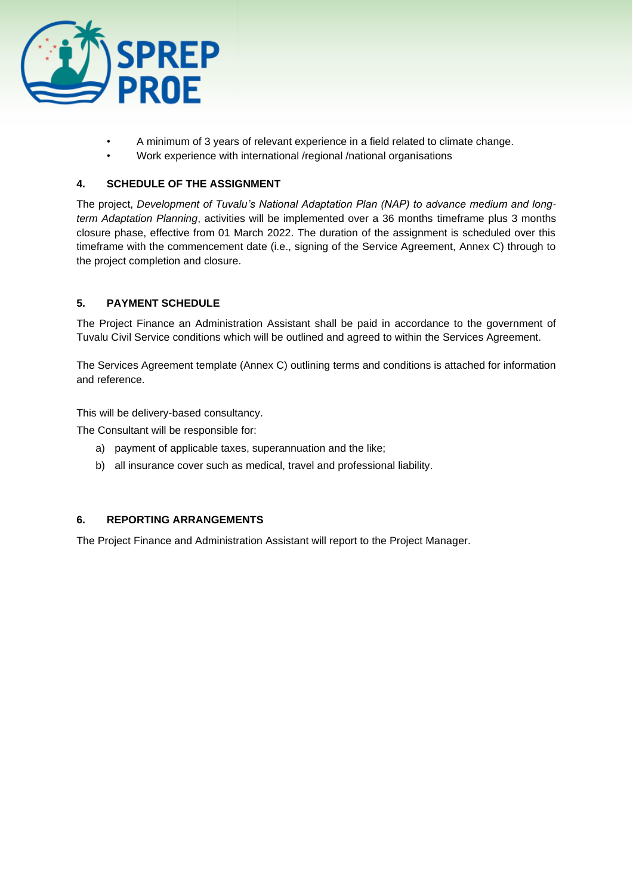- A minimum of 3 years of relevant experience in a field related to climate change.
- Work experience with international /regional /national organisations

## 4. SCHEDULE OF THE ASSIGNMENT

The project, *Development of Tuvalu's National Adaptation Plan (NAP) to advance medium and long-term Adaptation Planning*, activities will be implemented over a 36 months timeframe plus 3 months closure phase, effective from 01 March 2022. The duration of the assignment is scheduled over this timeframe with the commencement date (i.e., signing of the Service Agreement, Annex C) through to the project completion and closure.

## 5. PAYMENT SCHEDULE

The Project Finance an Administration Assistant shall be paid in accordance to the government of Tuvalu Civil Service conditions which will be outlined and agreed to within the Services Agreement.

The Services Agreement template (Annex C) outlining terms and conditions is attached for information and reference.

This will be delivery-based consultancy.

The Consultant will be responsible for:

a) payment of applicable taxes, superannuation and the like;
b) all insurance cover such as medical, travel and professional liability.

## 6. REPORTING ARRANGEMENTS

The Project Finance and Administration Assistant will report to the Project Manager.